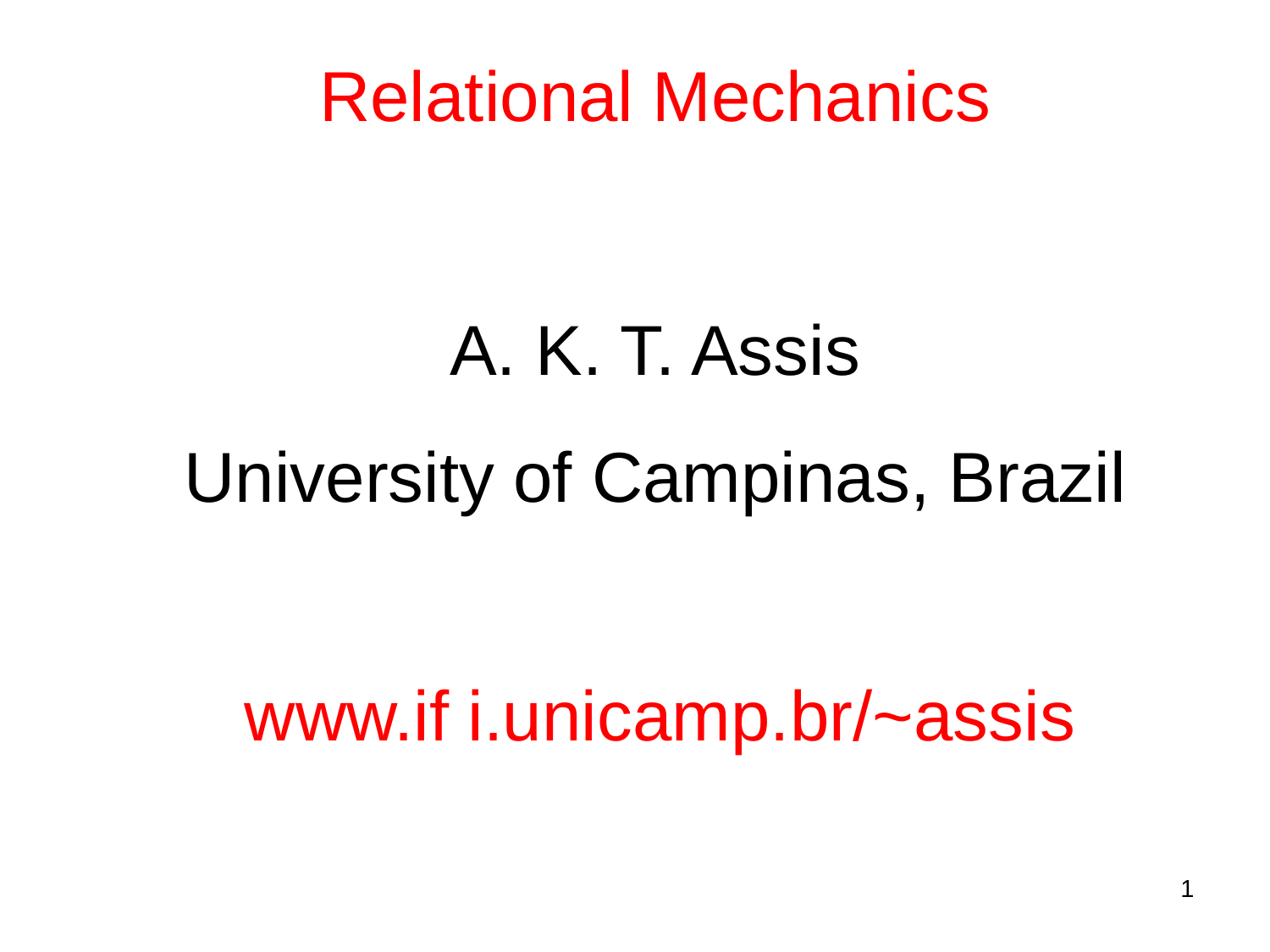# Relational Mechanics

A. K. T. Assis

University of Campinas, Brazil

www.if i.unicamp.br/~assis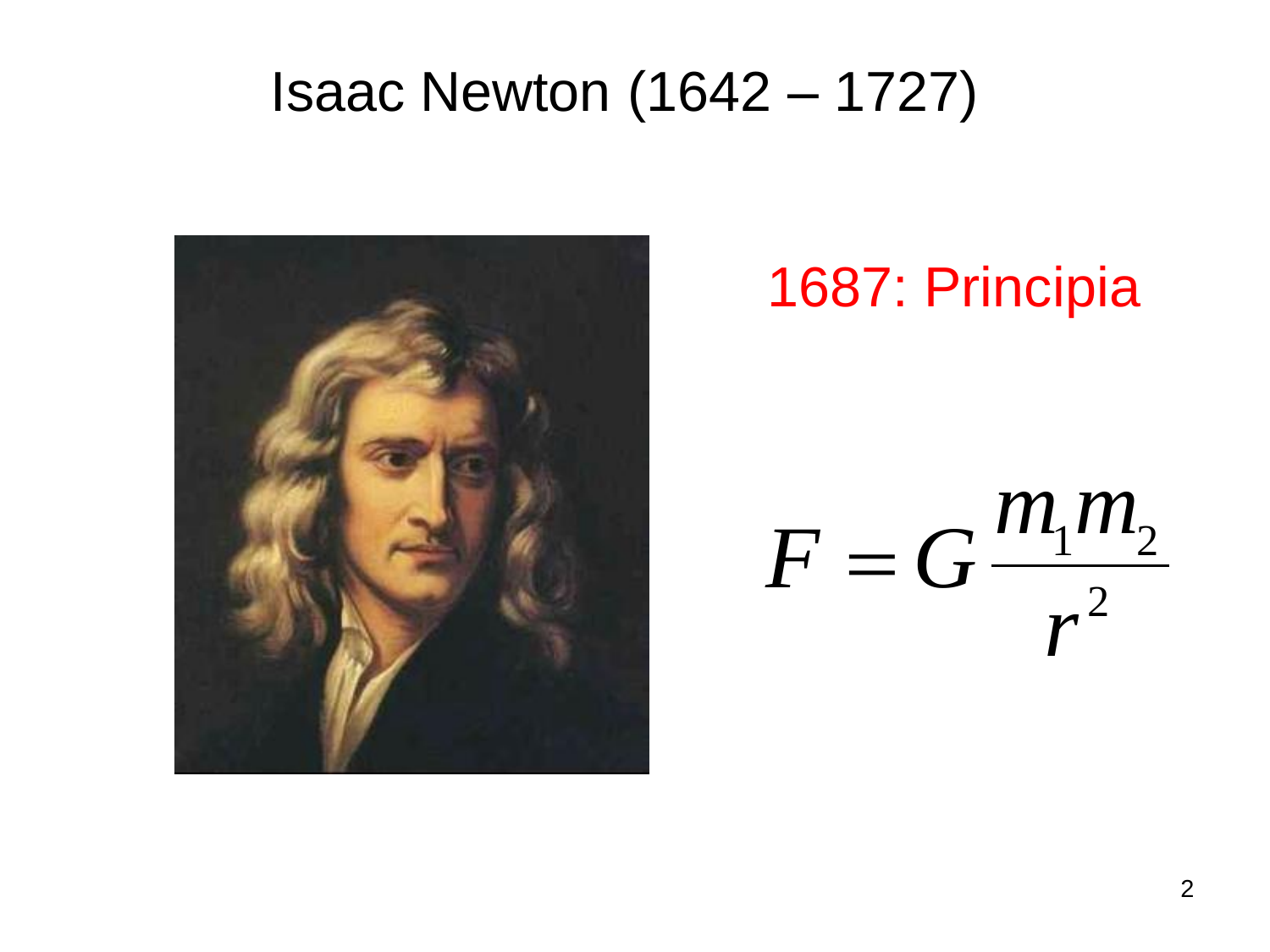# Isaac Newton (1642 – 1727)

1687: Principia

$$F = G\frac{m_1 m_2}{r^2}$$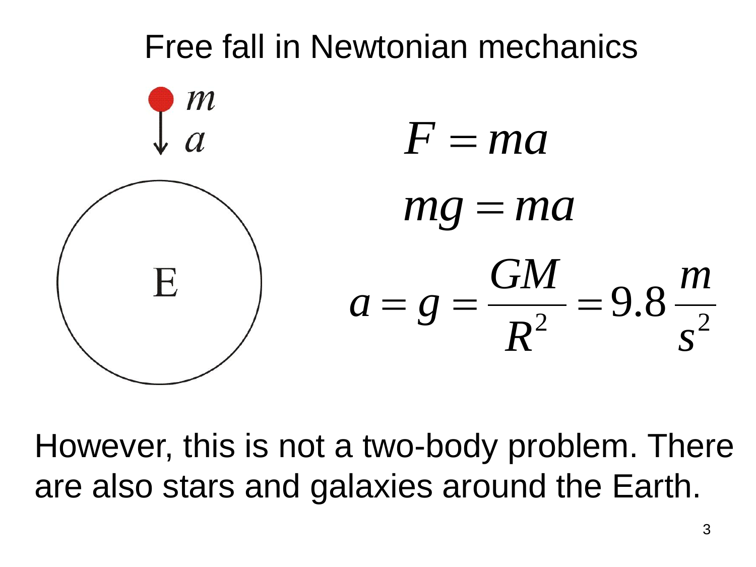# Free fall in Newtonian mechanics

$$F = ma$$

$$mg = ma$$

$$a = g = \frac{GM}{R^2} = 9.8\,\frac{m}{s^2}$$

However, this is not a two-body problem. There are also stars and galaxies around the Earth.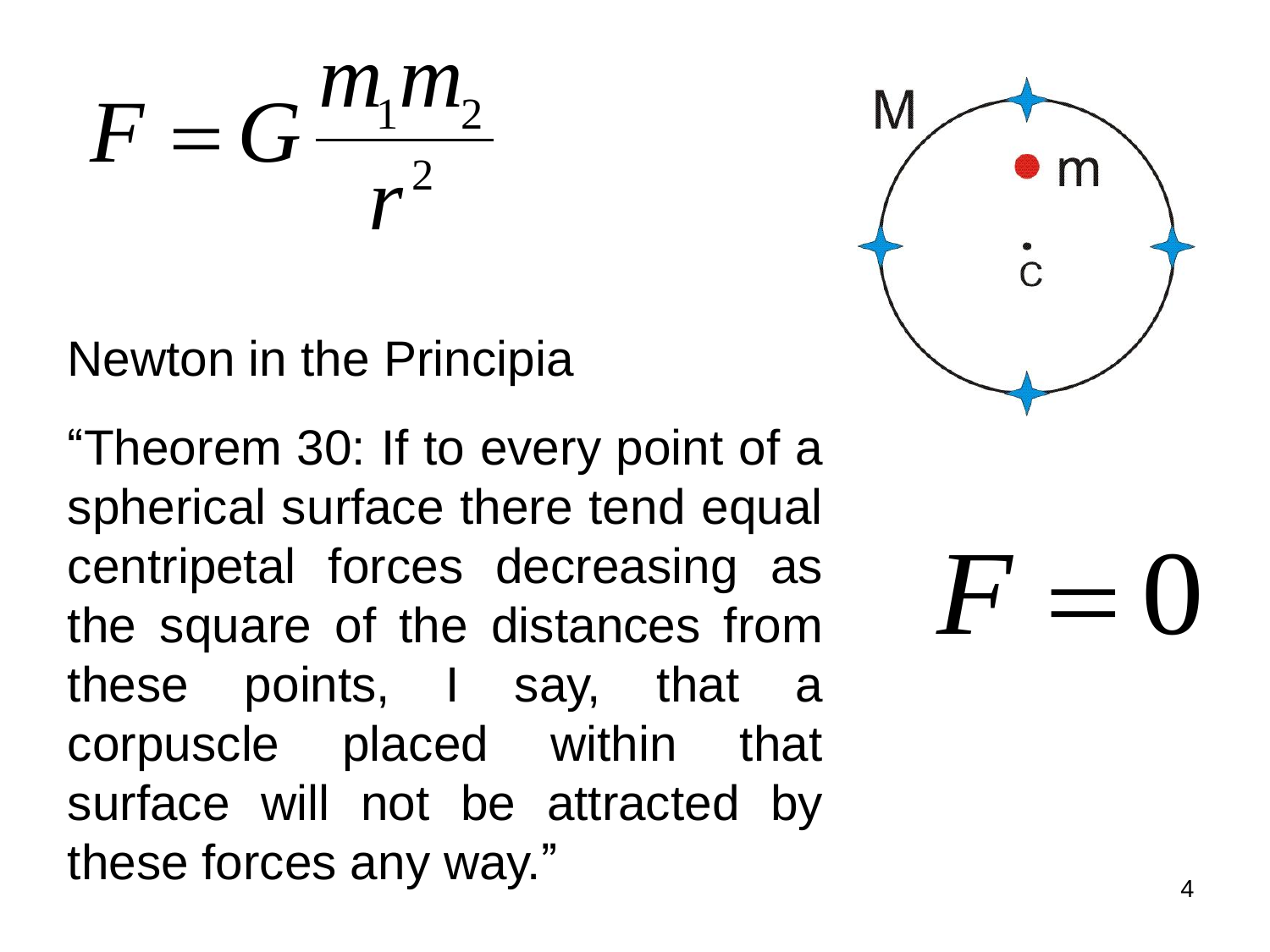$$F = G\frac{m_1 m_2}{r^2}$$

Newton in the Principia

“Theorem 30: If to every point of a spherical surface there tend equal centripetal forces decreasing as the square of the distances from these points, I say, that a corpuscle placed within that surface will not be attracted by these forces any way.”

$$F = 0$$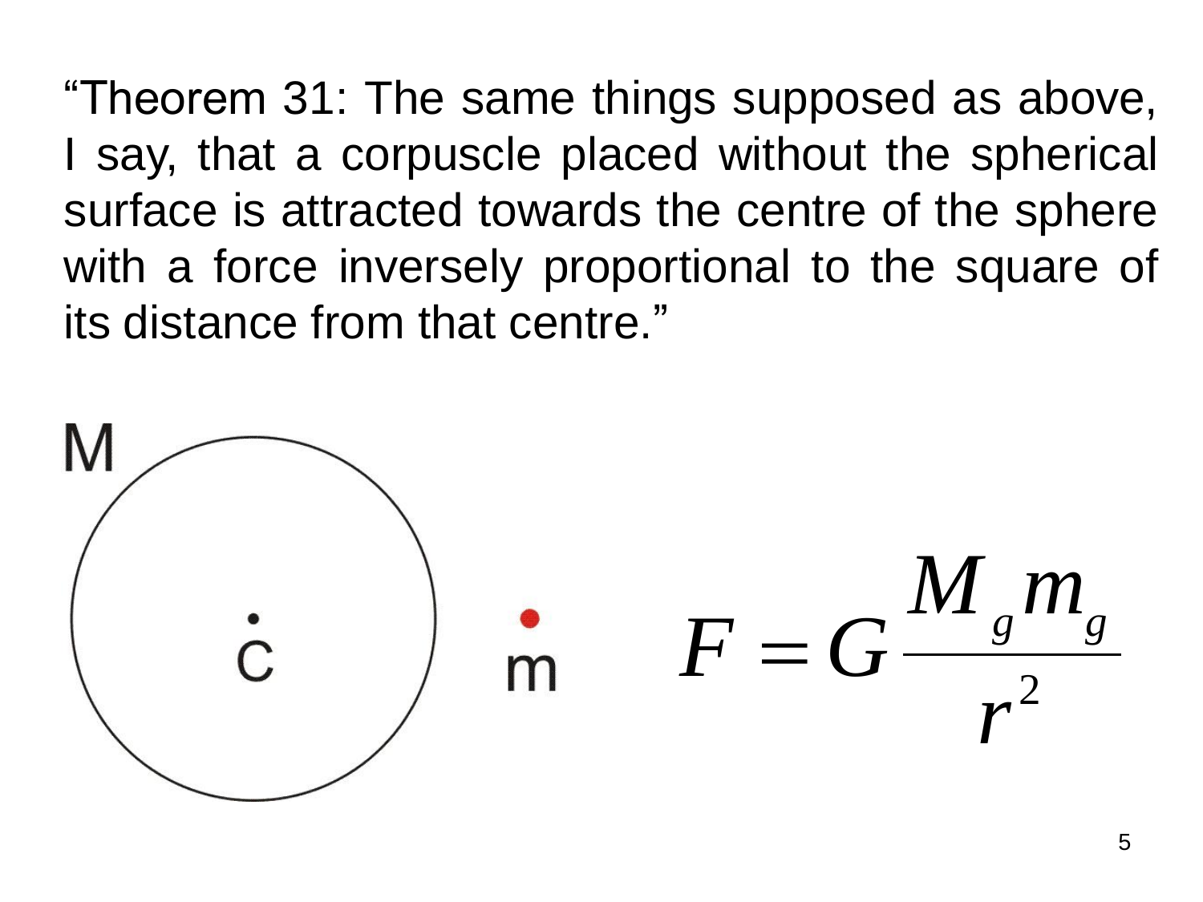"Theorem 31: The same things supposed as above, I say, that a corpuscle placed without the spherical surface is attracted towards the centre of the sphere with a force inversely proportional to the square of its distance from that centre."

M

c

m

$$F = G\frac{M_g m_g}{r^2}$$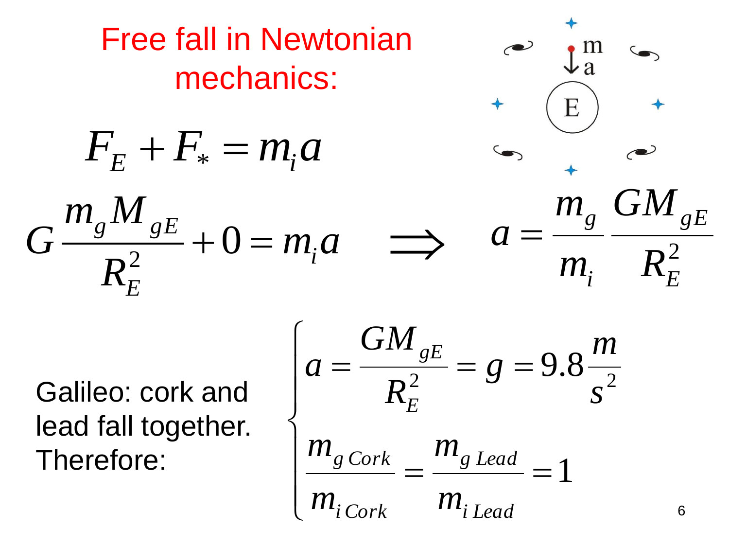# Free fall in Newtonian mechanics:

$$F_E + F_* = m_i a$$

$$G\frac{m_g M_{gE}}{R_E^2} + 0 = m_i a \quad \Longrightarrow \quad a = \frac{m_g}{m_i}\frac{GM_{gE}}{R_E^2}$$

Galileo: cork and lead fall together. Therefore:

$$\begin{cases} a = \dfrac{GM_{gE}}{R_E^2} = g = 9.8\dfrac{m}{s^2} \\ \dfrac{m_{g\,Cork}}{m_{i\,Cork}} = \dfrac{m_{g\,Lead}}{m_{i\,Lead}} = 1 \end{cases}$$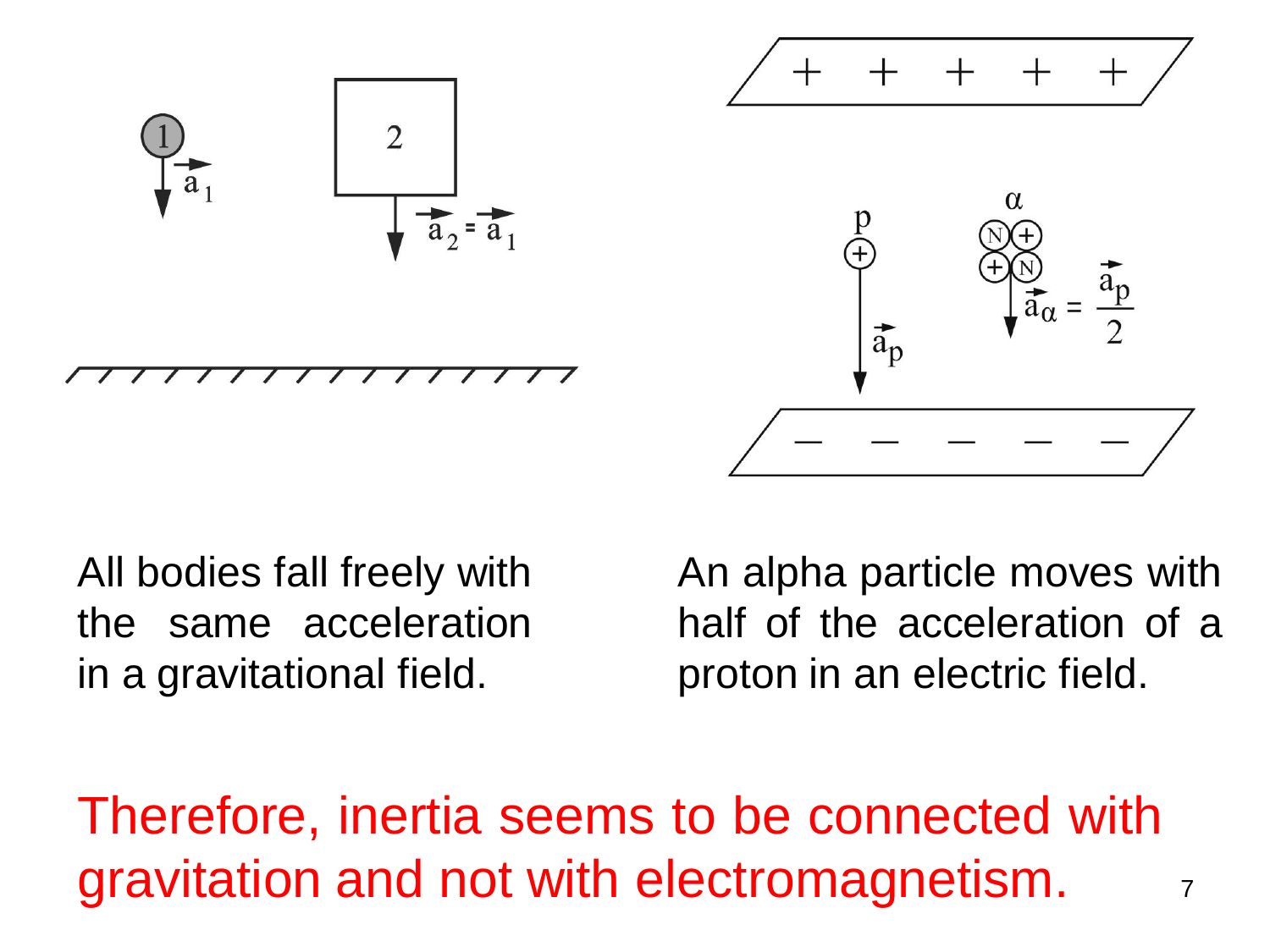All bodies fall freely with the same acceleration in a gravitational field.

An alpha particle moves with half of the acceleration of a proton in an electric field.

Therefore, inertia seems to be connected with gravitation and not with electromagnetism.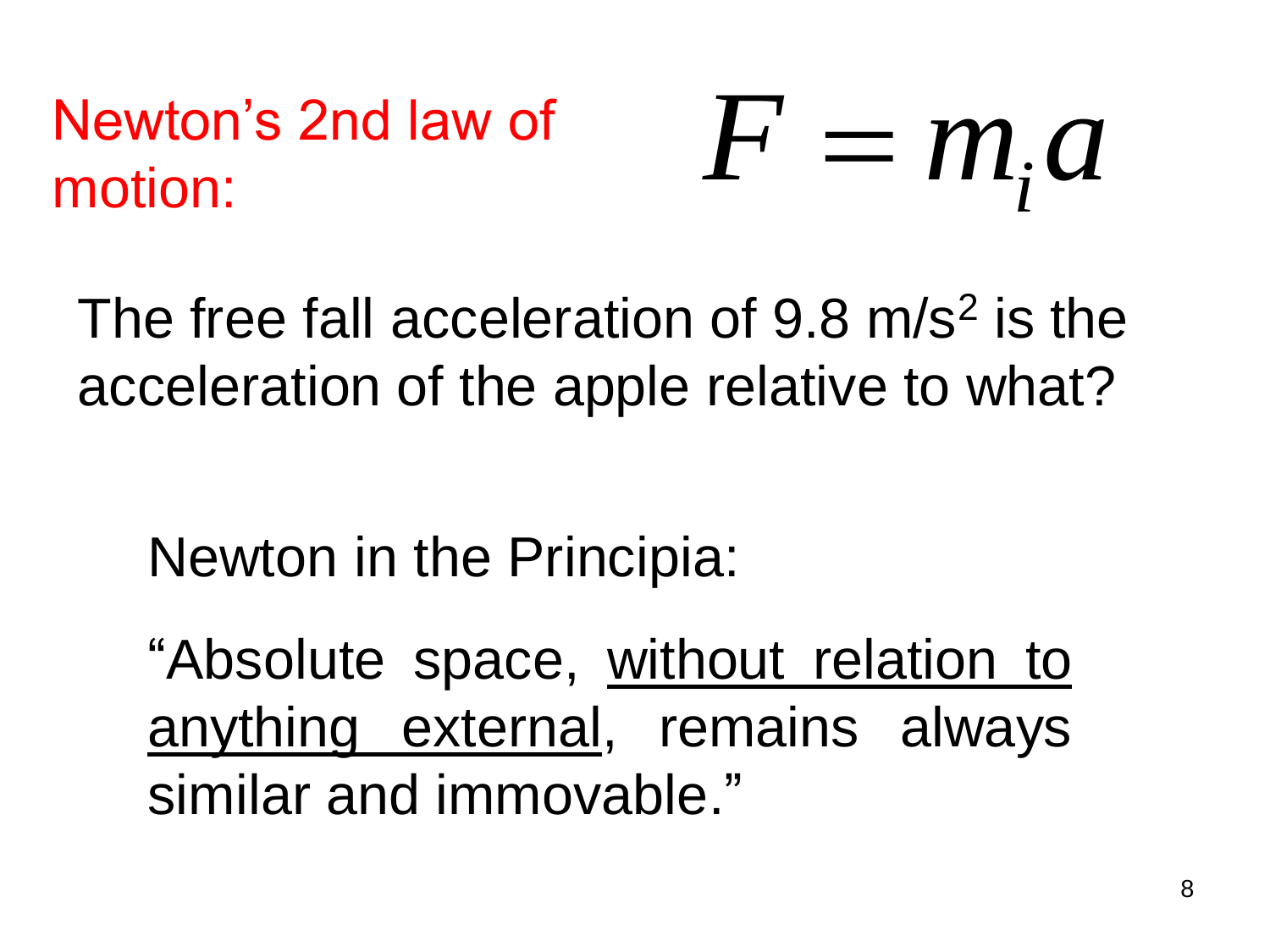Newton's 2nd law of motion:

$$F = m_i a$$

The free fall acceleration of 9.8 $m/s^2$ is the acceleration of the apple relative to what?

Newton in the Principia:

"Absolute space, <u>without relation to anything external</u>, remains always similar and immovable."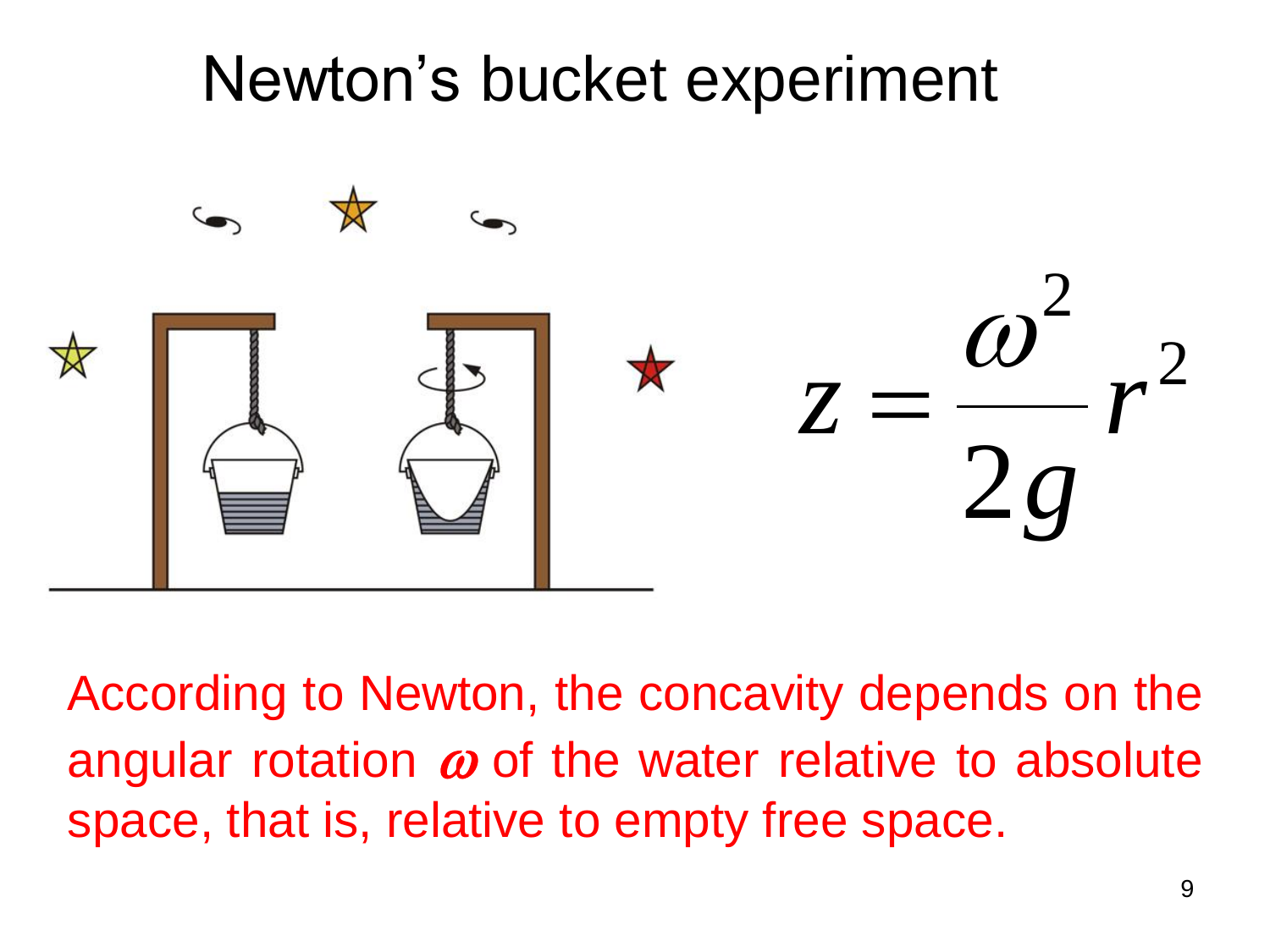# Newton's bucket experiment

$$z = \frac{\omega^2}{2g} r^2$$

According to Newton, the concavity depends on the angular rotation $\omega$ of the water relative to absolute space, that is, relative to empty free space.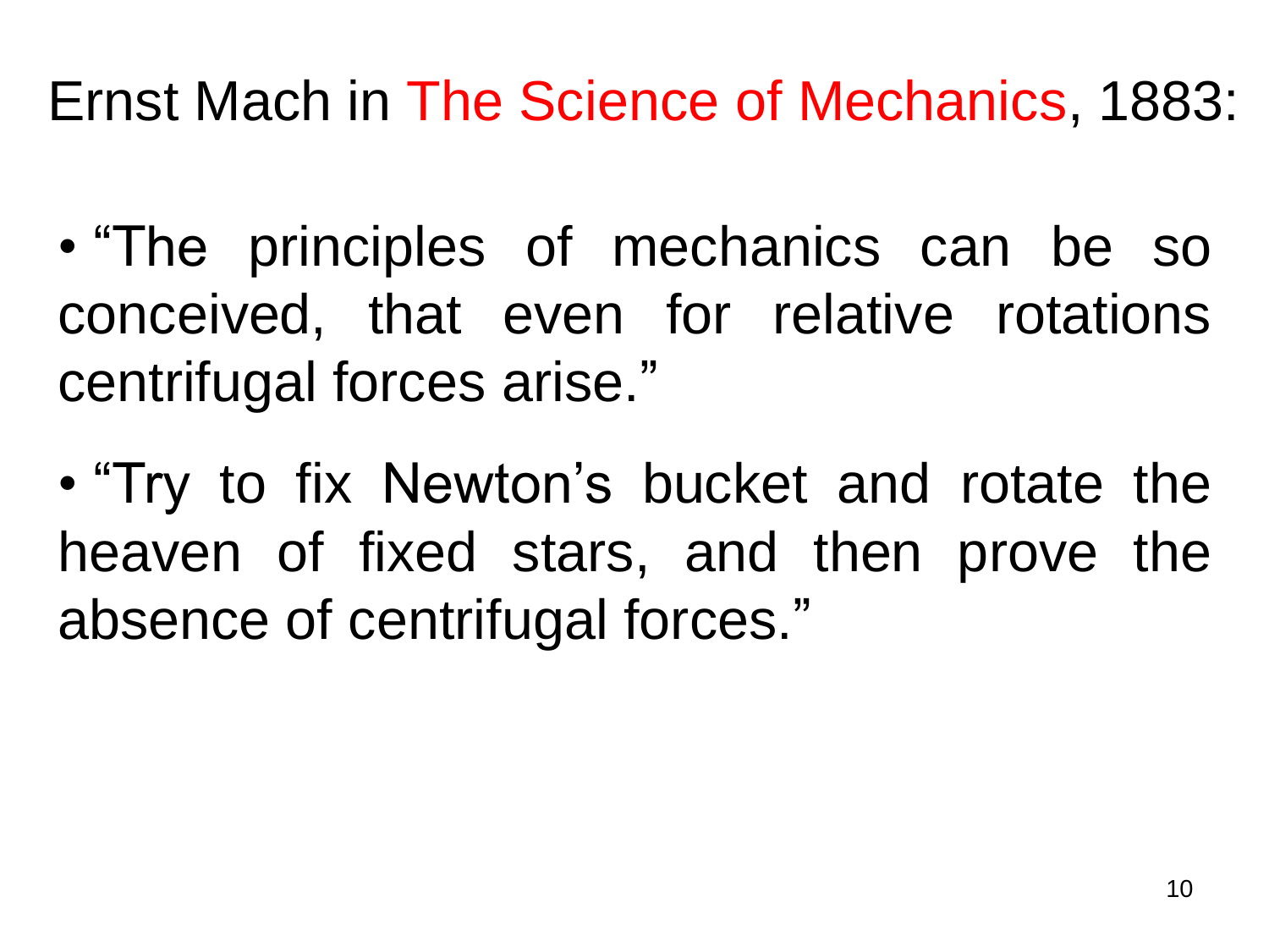# Ernst Mach in The Science of Mechanics, 1883:

- "The principles of mechanics can be so conceived, that even for relative rotations centrifugal forces arise."
- "Try to fix Newton's bucket and rotate the heaven of fixed stars, and then prove the absence of centrifugal forces."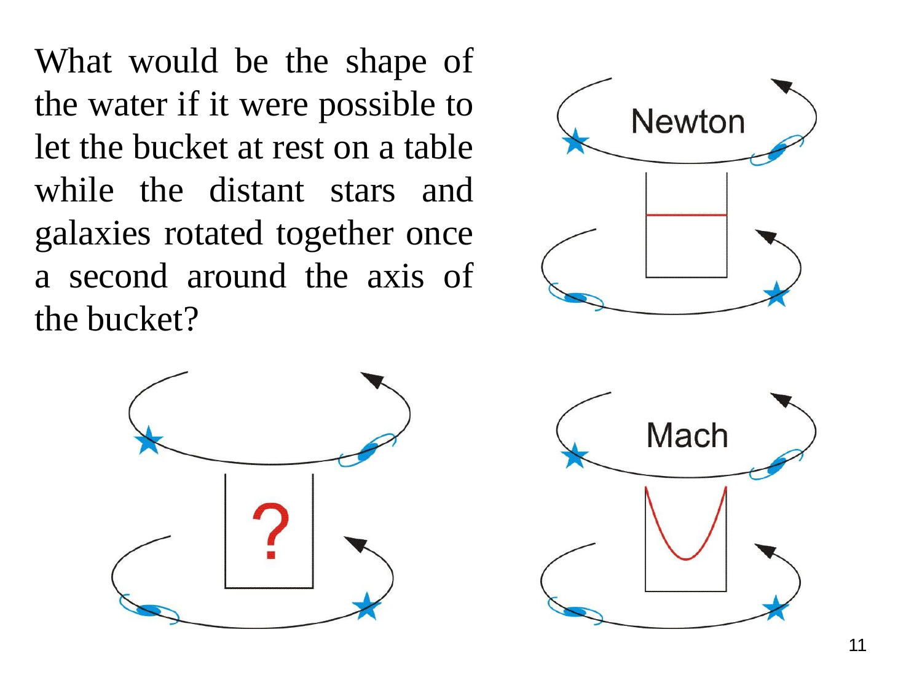What would be the shape of the water if it were possible to let the bucket at rest on a table while the distant stars and galaxies rotated together once a second around the axis of the bucket?

Newton

?

Mach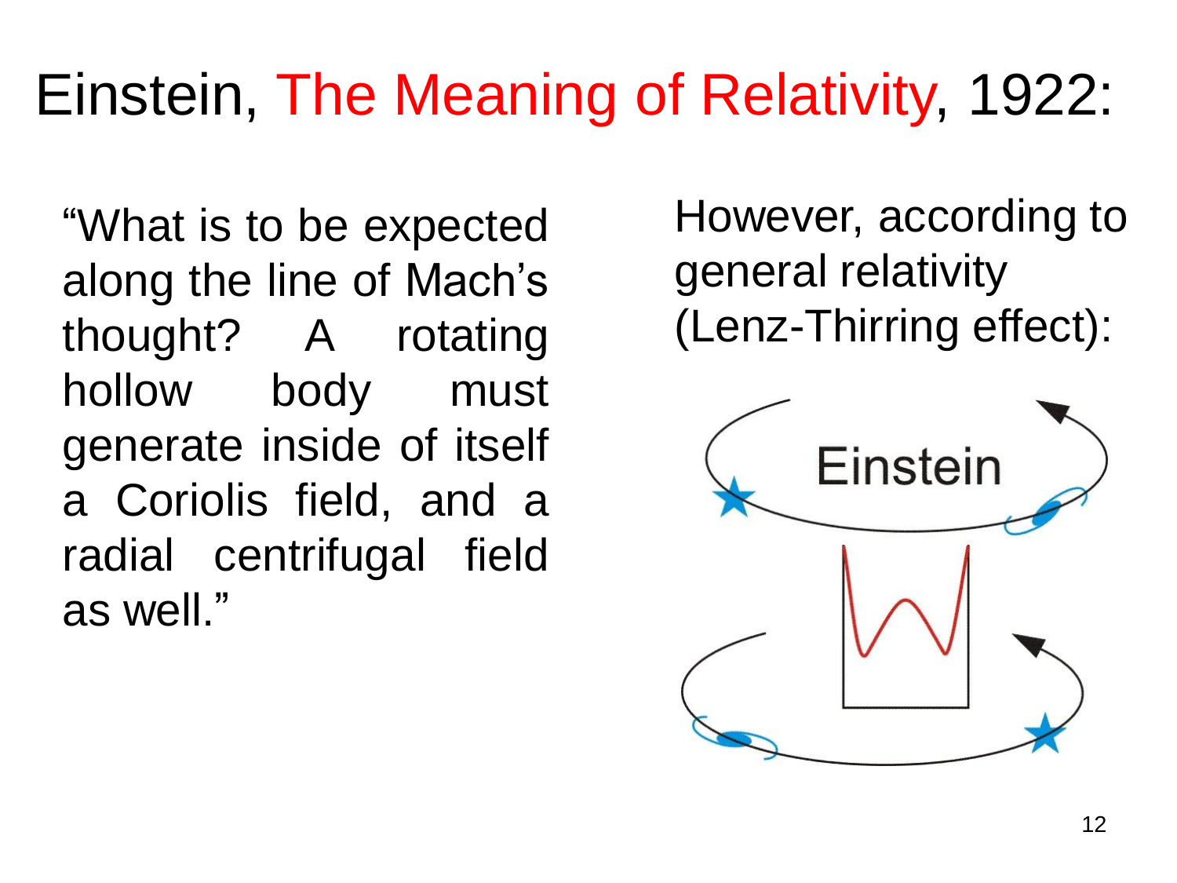# Einstein, The Meaning of Relativity, 1922:

"What is to be expected along the line of Mach's thought? A rotating hollow body must generate inside of itself a Coriolis field, and a radial centrifugal field as well."

However, according to general relativity (Lenz-Thirring effect):

Einstein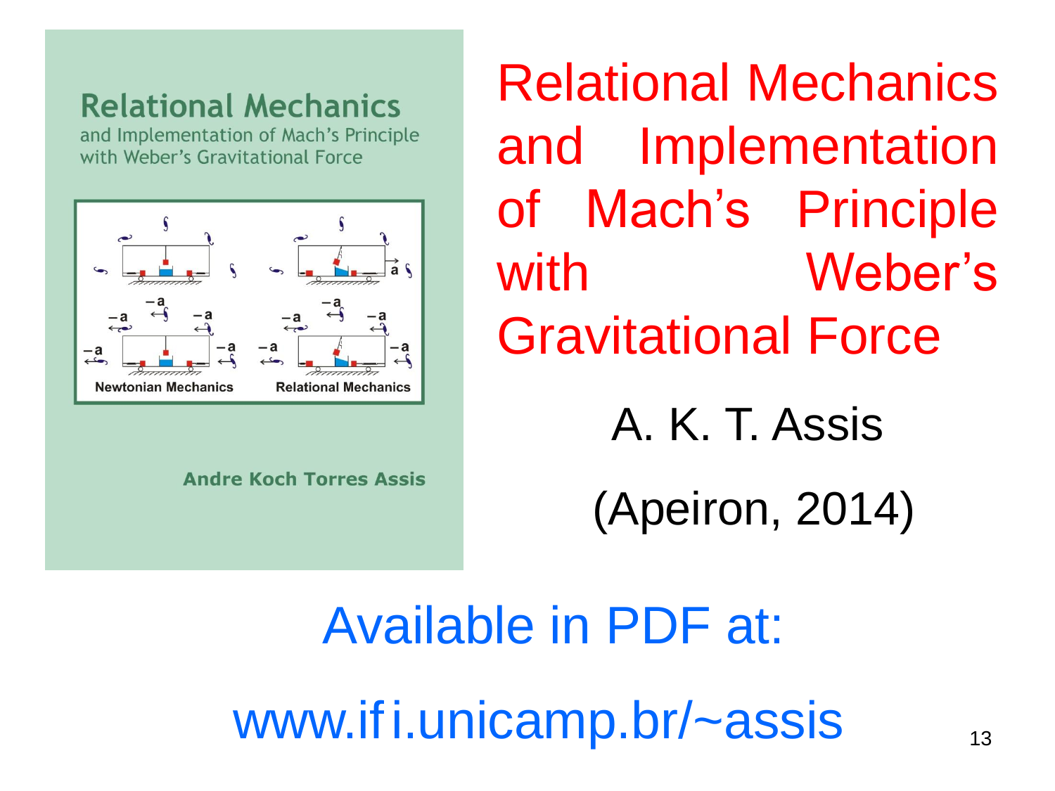# Relational Mechanics and Implementation of Mach's Principle with Weber's Gravitational Force

**Relational Mechanics**

and Implementation of Mach's Principle with Weber's Gravitational Force

Newtonian Mechanics

Relational Mechanics

**Andre Koch Torres Assis**

A. K. T. Assis

(Apeiron, 2014)

Available in PDF at:

www.ifi.unicamp.br/~assis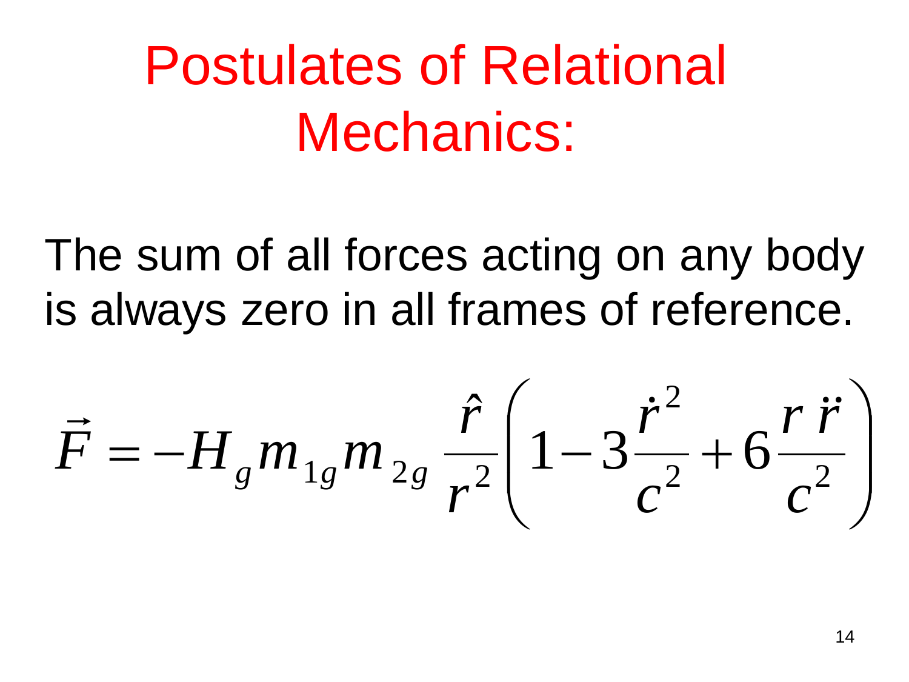# Postulates of Relational Mechanics:

The sum of all forces acting on any body is always zero in all frames of reference.

$$\vec{F} = -H_g m_{1g} m_{2g} \frac{\hat{r}}{r^2}\left(1 - 3\frac{\dot{r}^2}{c^2} + 6\frac{r\,\ddot{r}}{c^2}\right)$$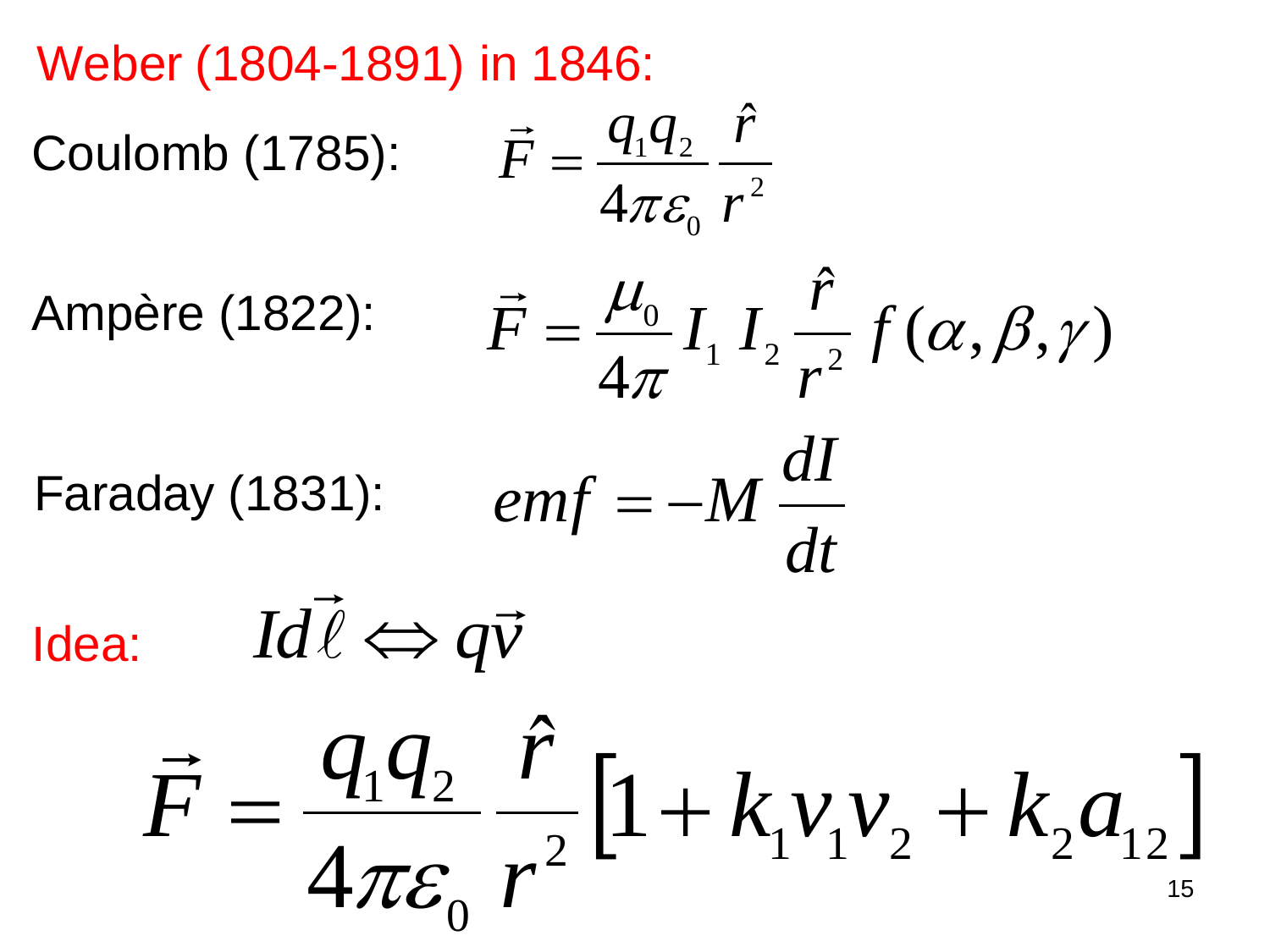# Weber (1804-1891) in 1846:

Coulomb (1785): $\vec{F} = \dfrac{q_1 q_2}{4\pi\varepsilon_0} \dfrac{\hat{r}}{r^2}$

Ampère (1822): $\vec{F} = \dfrac{\mu_0}{4\pi} I_1\, I_2 \dfrac{\hat{r}}{r^2} f(\alpha, \beta, \gamma)$

Faraday (1831): $emf = -M \dfrac{dI}{dt}$

Idea: $Id\vec{\ell} \Leftrightarrow q\vec{v}$

$$\vec{F} = \frac{q_1 q_2}{4\pi\varepsilon_0} \frac{\hat{r}}{r^2}\left[1 + k_1 v_1 v_2 + k_2 a_{12}\right]$$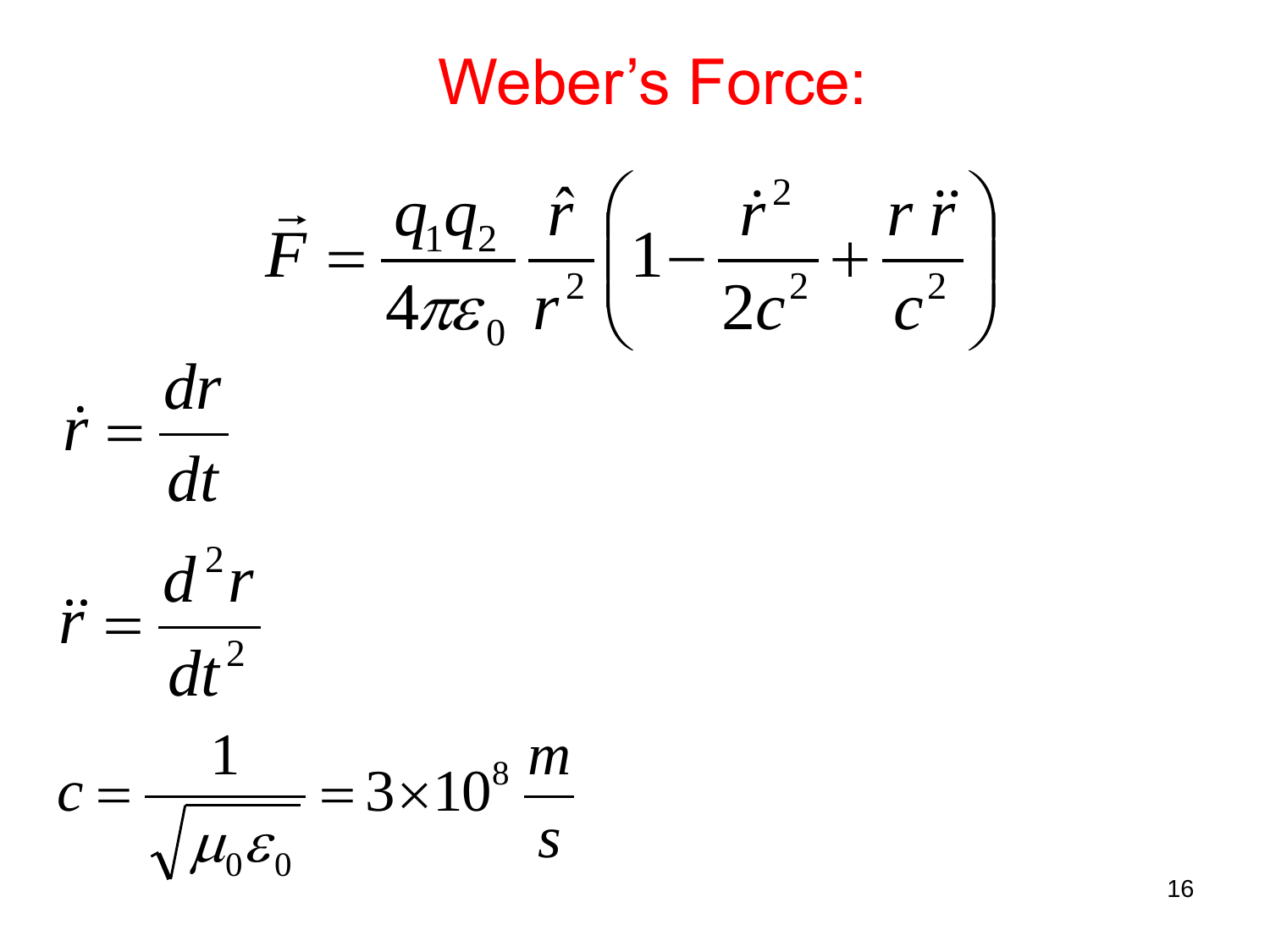# Weber's Force:

$$\vec{F} = \frac{q_1 q_2}{4\pi\varepsilon_0} \frac{\hat{r}}{r^2} \left( 1 - \frac{\dot{r}^2}{2c^2} + \frac{r\,\ddot{r}}{c^2} \right)$$

$$\dot{r} = \frac{dr}{dt}$$

$$\ddot{r} = \frac{d^2 r}{dt^2}$$

$$c = \frac{1}{\sqrt{\mu_0 \varepsilon_0}} = 3 \times 10^8 \frac{m}{s}$$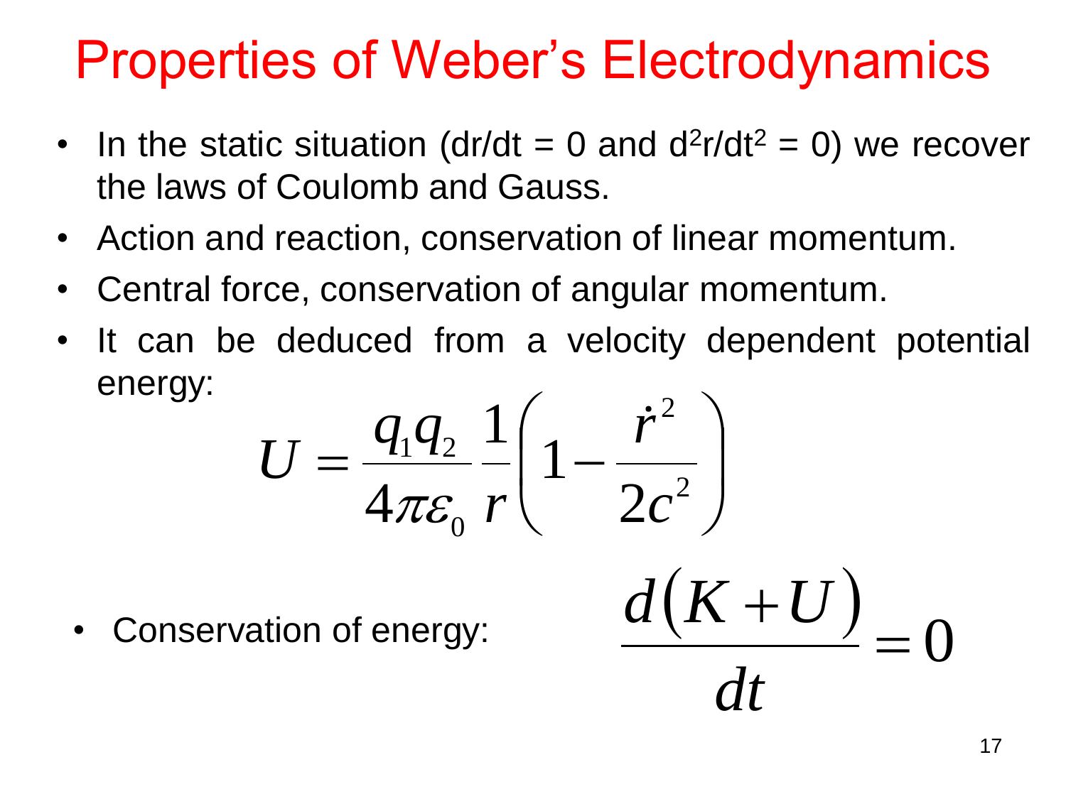# Properties of Weber's Electrodynamics

- In the static situation ($dr/dt = 0$ and $d^2r/dt^2 = 0$) we recover the laws of Coulomb and Gauss.
- Action and reaction, conservation of linear momentum.
- Central force, conservation of angular momentum.
- It can be deduced from a velocity dependent potential energy:

$$U = \frac{q_1 q_2}{4\pi\varepsilon_0} \frac{1}{r} \left( 1 - \frac{\dot{r}^2}{2c^2} \right)$$

- Conservation of energy:

$$\frac{d(K+U)}{dt} = 0$$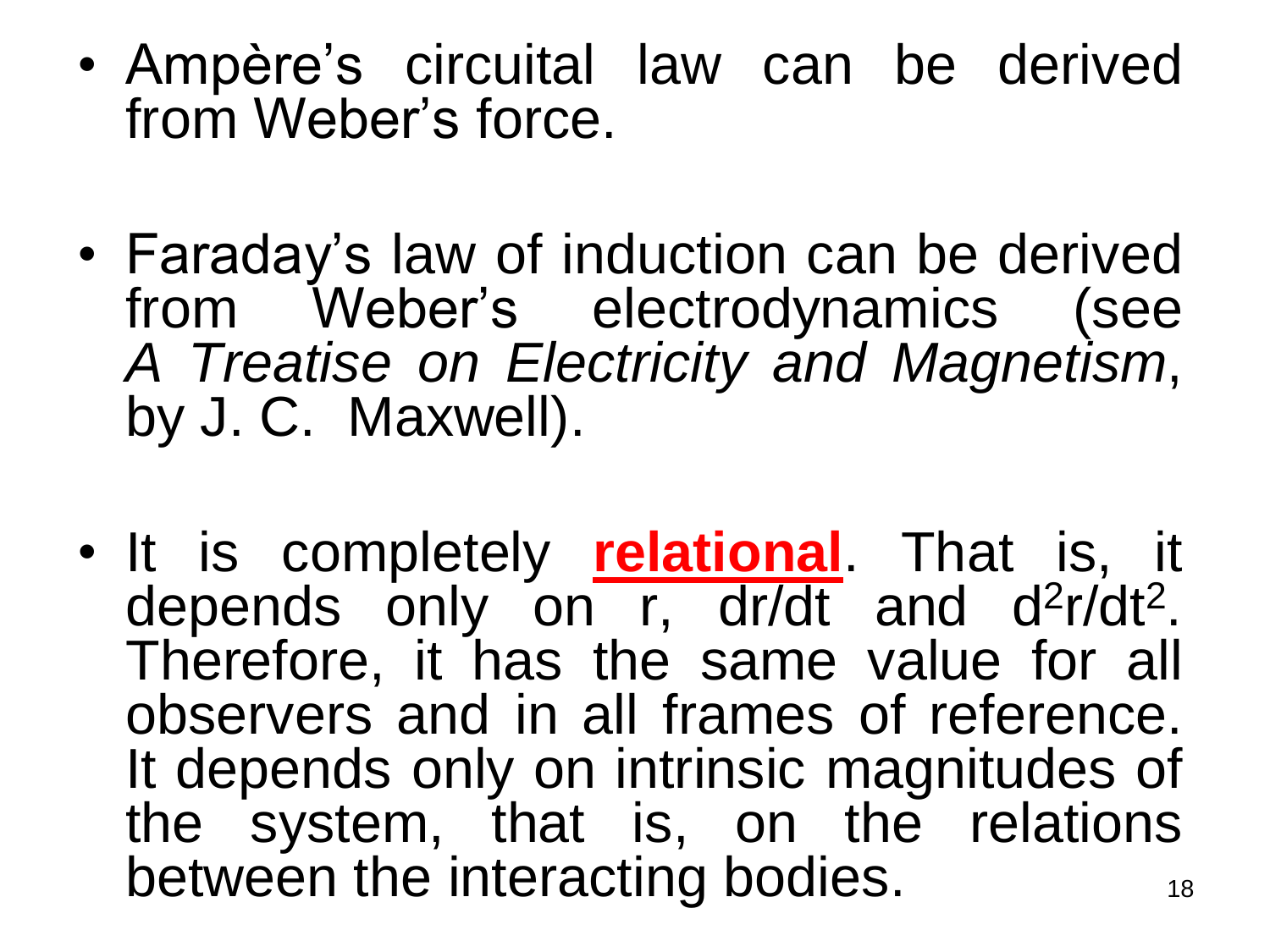- Ampère's circuital law can be derived from Weber's force.

- Faraday's law of induction can be derived from Weber's electrodynamics (see *A Treatise on Electricity and Magnetism*, by J. C. Maxwell).

- It is completely **relational**. That is, it depends only on $r$, $dr/dt$ and $d^2r/dt^2$. Therefore, it has the same value for all observers and in all frames of reference. It depends only on intrinsic magnitudes of the system, that is, on the relations between the interacting bodies.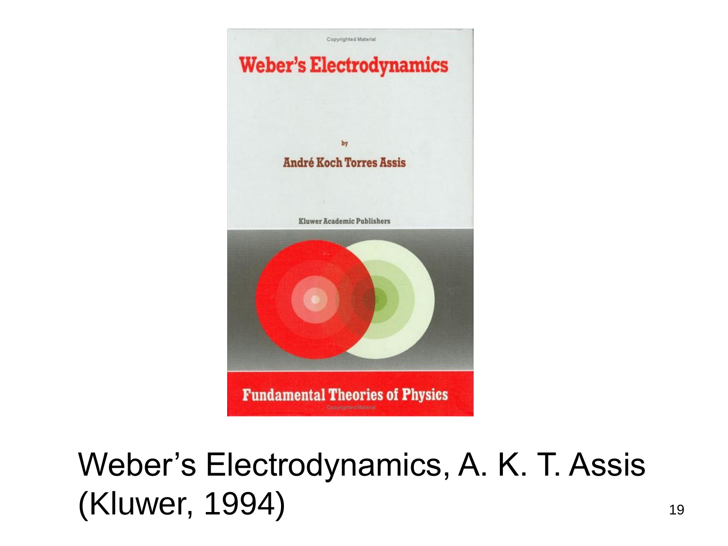Weber's Electrodynamics

by

André Koch Torres Assis

Kluwer Academic Publishers

Fundamental Theories of Physics

Weber's Electrodynamics, A. K. T. Assis (Kluwer, 1994)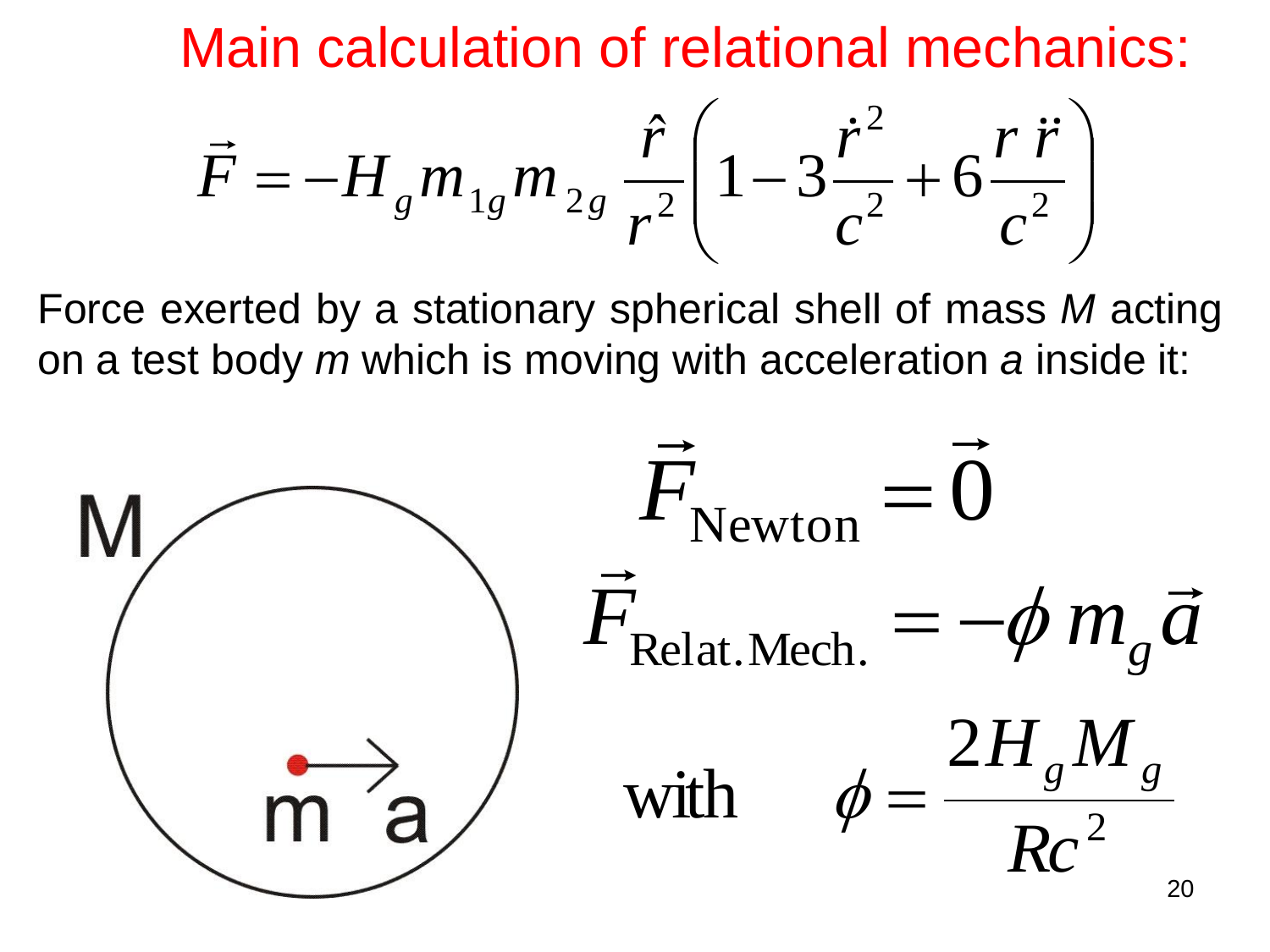# Main calculation of relational mechanics:

$$\vec{F} = -H_g m_{1g} m_{2g} \frac{\hat{r}}{r^2}\left(1 - 3\frac{\dot{r}^2}{c^2} + 6\frac{r\,\ddot{r}}{c^2}\right)$$

Force exerted by a stationary spherical shell of mass *M* acting on a test body *m* which is moving with acceleration *a* inside it:

M

m a

$$\vec{F}_{\text{Newton}} = \vec{0}$$

$$\vec{F}_{\text{Relat.Mech.}} = -\phi\, m_g \vec{a}$$

$$\text{with} \qquad \phi = \frac{2H_g M_g}{Rc^2}$$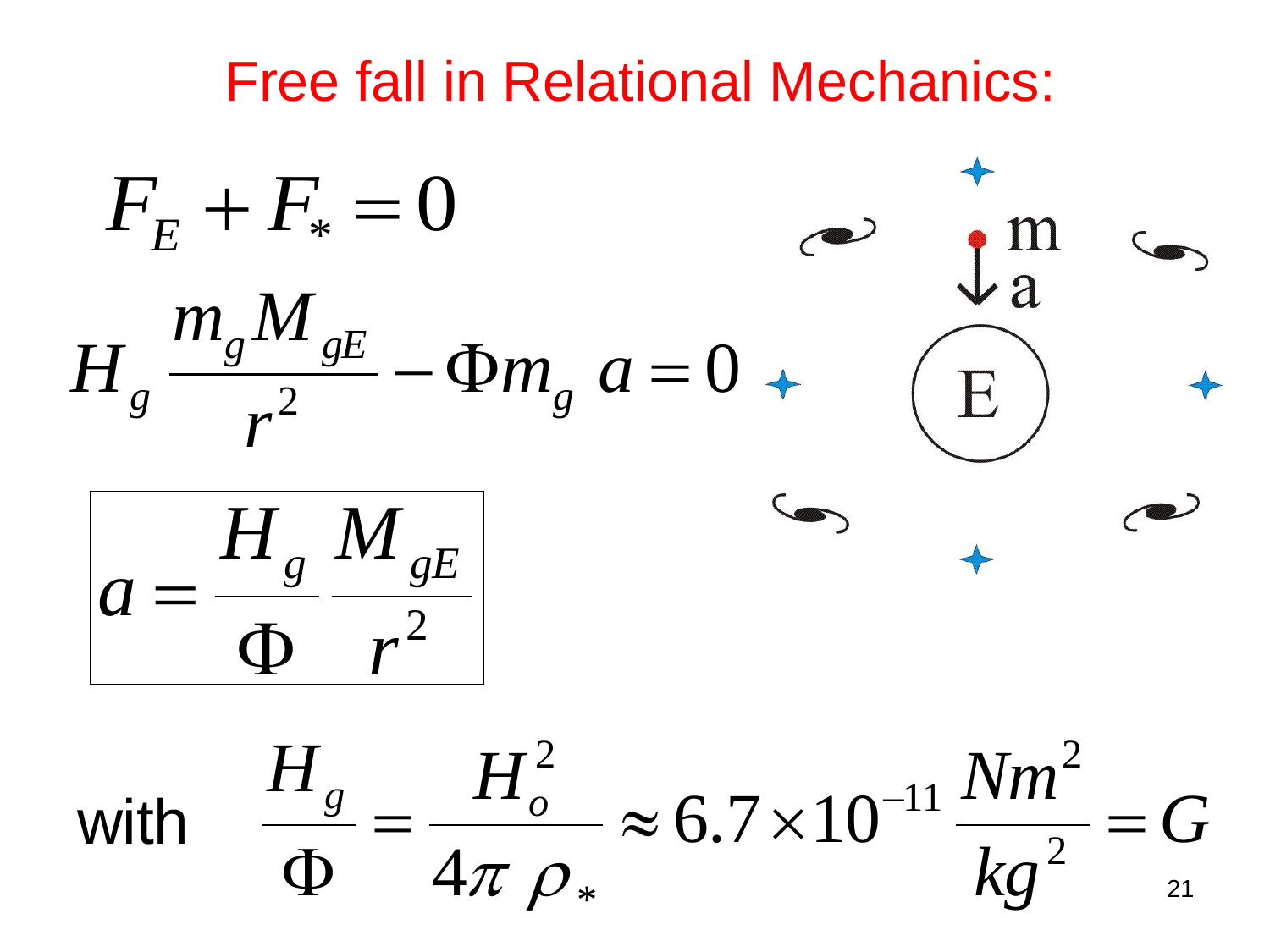# Free fall in Relational Mechanics:

$$F_E + F_* = 0$$

$$H_g \frac{m_g M_{gE}}{r^2} - \Phi m_g \, a = 0$$

$$\boxed{a = \frac{H_g}{\Phi} \frac{M_{gE}}{r^2}}$$

with $$\frac{H_g}{\Phi} = \frac{H_o^2}{4\pi \, \rho_*} \approx 6.7 \times 10^{-11} \frac{Nm^2}{kg^2} = G$$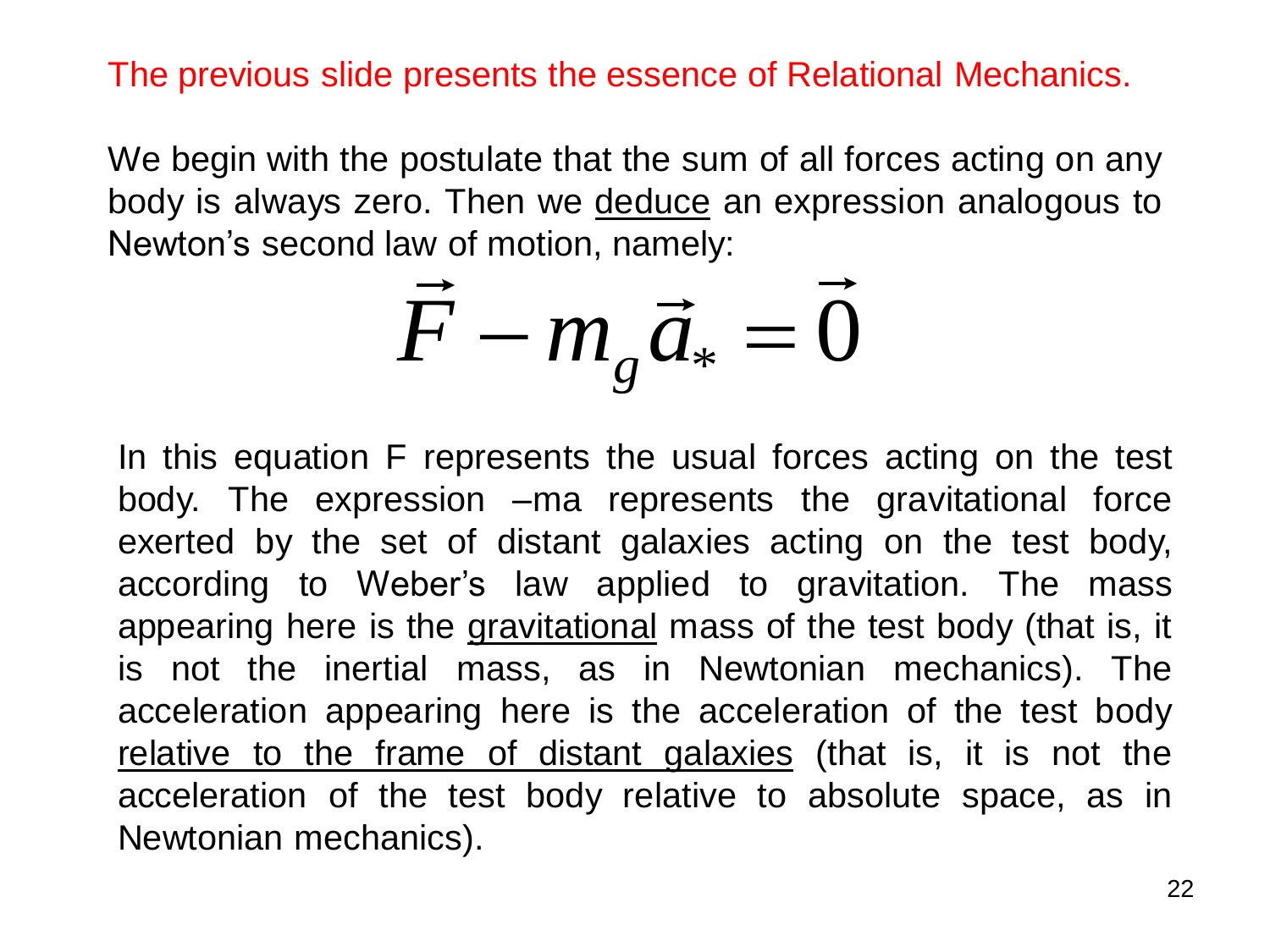The previous slide presents the essence of Relational Mechanics.

We begin with the postulate that the sum of all forces acting on any body is always zero. Then we deduce an expression analogous to Newton's second law of motion, namely:

$$\vec{F} - m_g \vec{a}_* = \vec{0}$$

In this equation F represents the usual forces acting on the test body. The expression –ma represents the gravitational force exerted by the set of distant galaxies acting on the test body, according to Weber's law applied to gravitation. The mass appearing here is the gravitational mass of the test body (that is, it is not the inertial mass, as in Newtonian mechanics). The acceleration appearing here is the acceleration of the test body relative to the frame of distant galaxies (that is, it is not the acceleration of the test body relative to absolute space, as in Newtonian mechanics).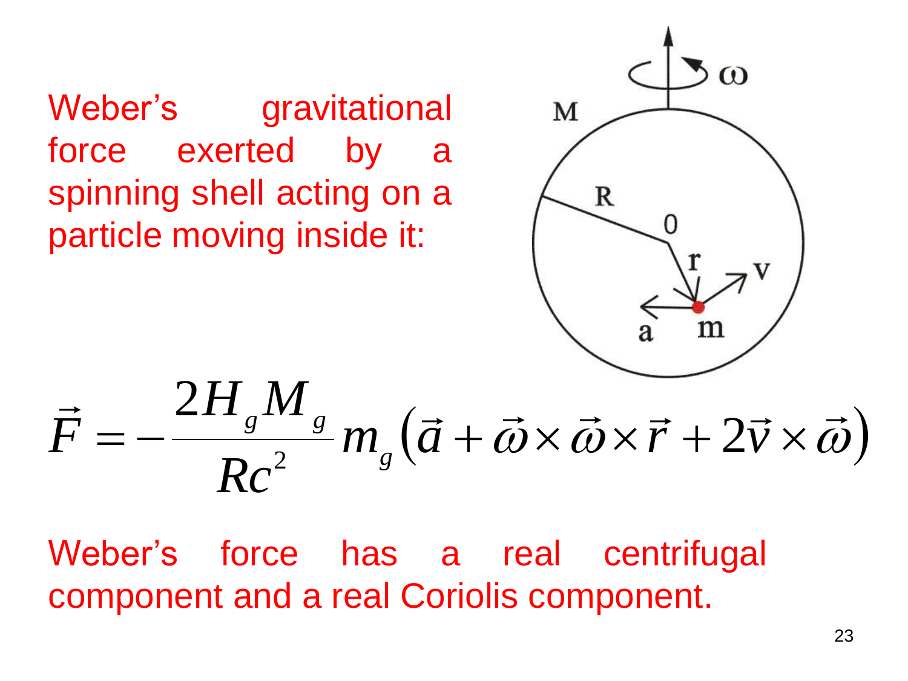Weber's gravitational force exerted by a spinning shell acting on a particle moving inside it:

$$\vec{F} = -\frac{2H_g M_g}{Rc^2} m_g \left(\vec{a} + \vec{\omega} \times \vec{\omega} \times \vec{r} + 2\vec{v} \times \vec{\omega}\right)$$

Weber's force has a real centrifugal component and a real Coriolis component.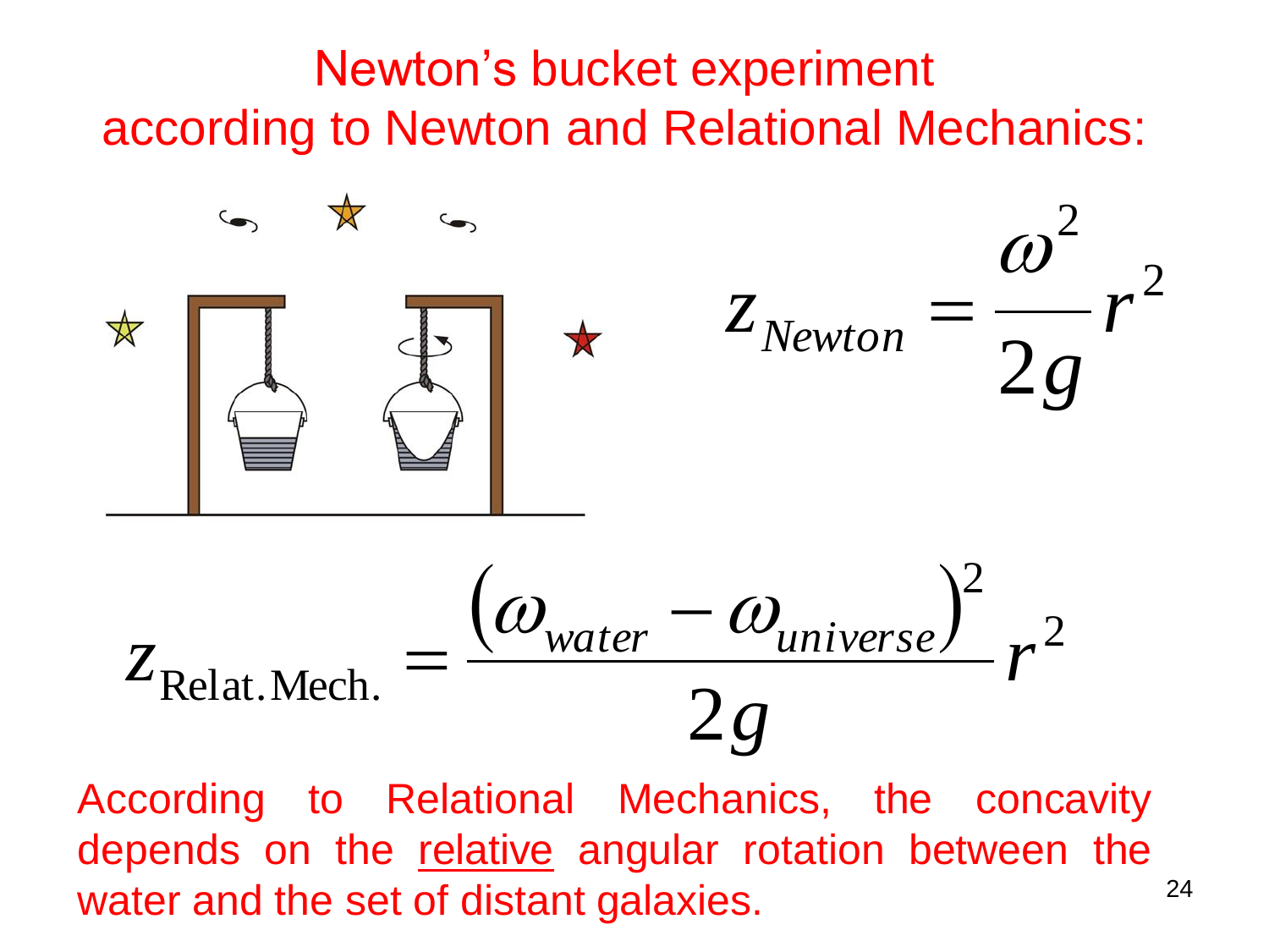# Newton's bucket experiment according to Newton and Relational Mechanics:

$$z_{Newton} = \frac{\omega^2}{2g} r^2$$

$$z_{\text{Relat.Mech.}} = \frac{\left(\omega_{water} - \omega_{universe}\right)^2}{2g} r^2$$

According to Relational Mechanics, the concavity depends on the relative angular rotation between the water and the set of distant galaxies.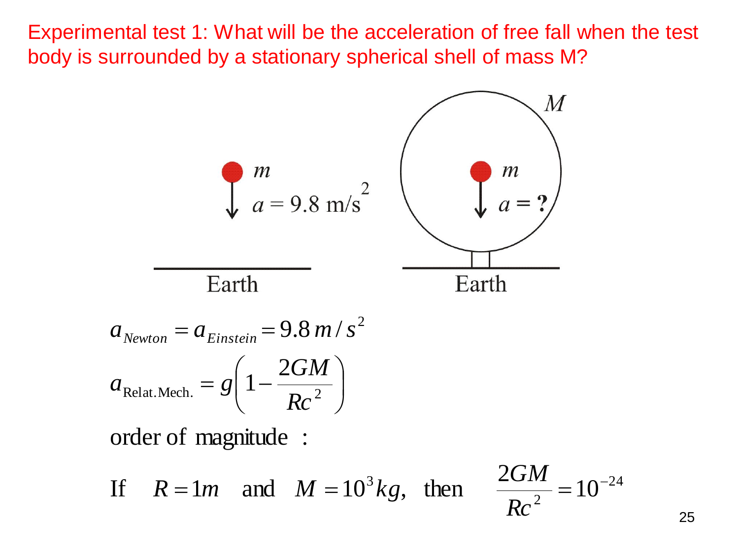Experimental test 1: What will be the acceleration of free fall when the test body is surrounded by a stationary spherical shell of mass M?

$$a_{Newton} = a_{Einstein} = 9.8\, m/s^2$$

$$a_{\text{Relat.Mech.}} = g\left(1 - \frac{2GM}{Rc^2}\right)$$

order of magnitude :

If $R = 1m$ and $M = 10^3 kg$, then $\dfrac{2GM}{Rc^2} = 10^{-24}$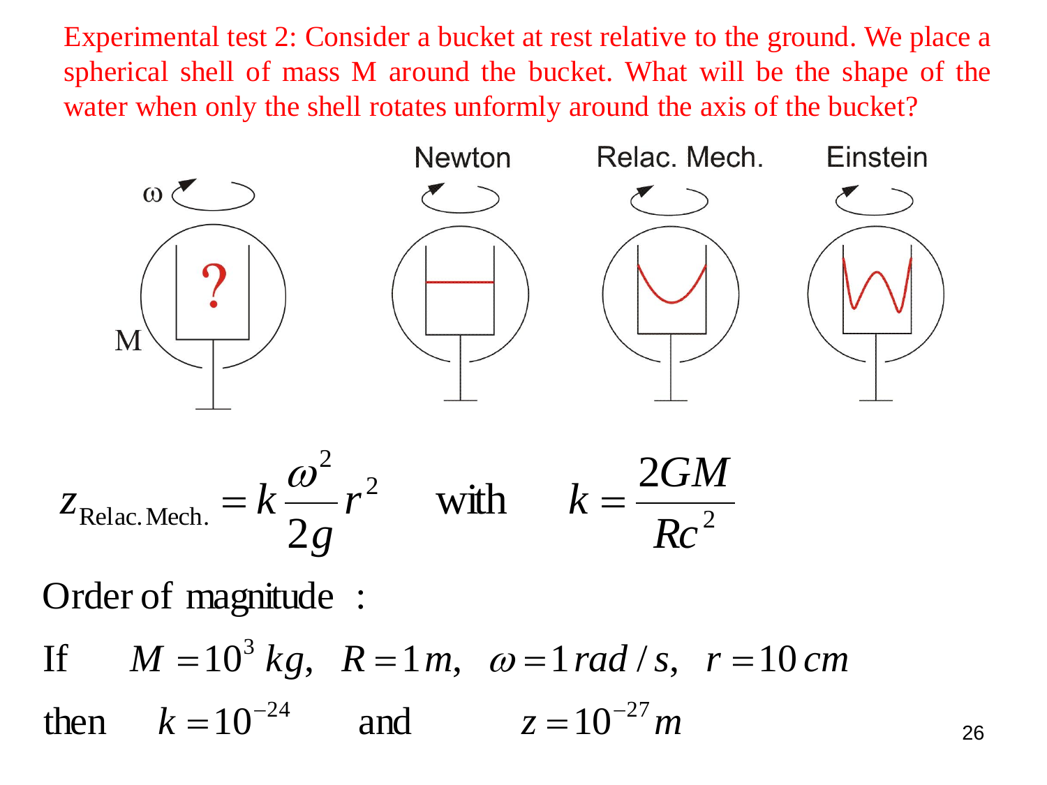Experimental test 2: Consider a bucket at rest relative to the ground. We place a spherical shell of mass M around the bucket. What will be the shape of the water when only the shell rotates unformly around the axis of the bucket?

Newton Relac. Mech. Einstein

$\omega$

M

?

$$z_{\text{Relac. Mech.}} = k\frac{\omega^2}{2g}r^2 \quad \text{with} \quad k = \frac{2GM}{Rc^2}$$

Order of magnitude :

If $M = 10^3\, kg,\ \ R = 1\, m,\ \ \omega = 1\, rad/s,\ \ r = 10\, cm$

then $k = 10^{-24}$ and $z = 10^{-27}\, m$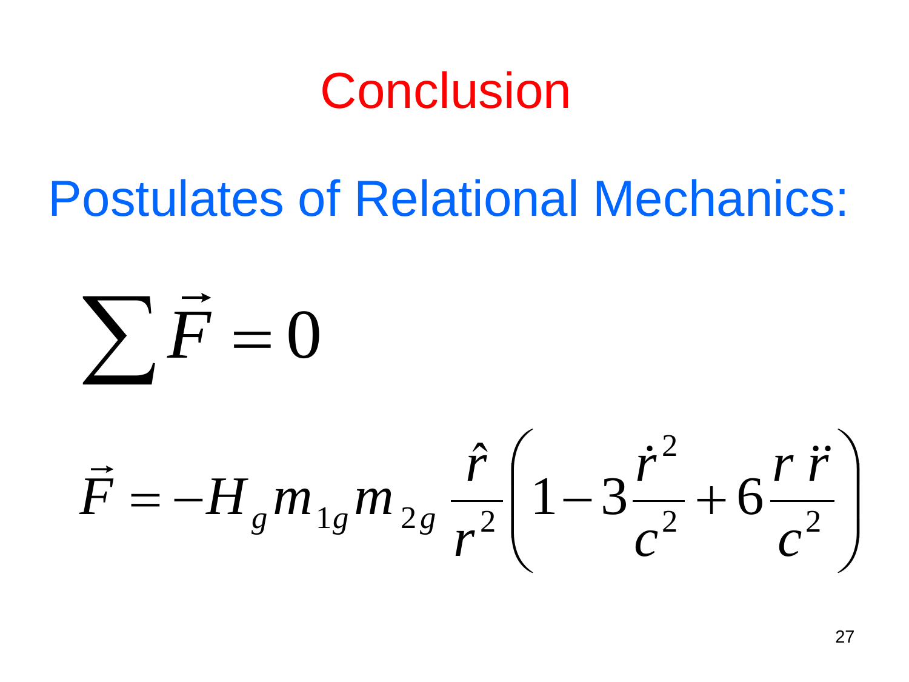# Conclusion

## Postulates of Relational Mechanics:

$$\sum \vec{F} = 0$$

$$\vec{F} = -H_g m_{1g} m_{2g} \frac{\hat{r}}{r^2}\left(1 - 3\frac{\dot{r}^2}{c^2} + 6\frac{r\,\ddot{r}}{c^2}\right)$$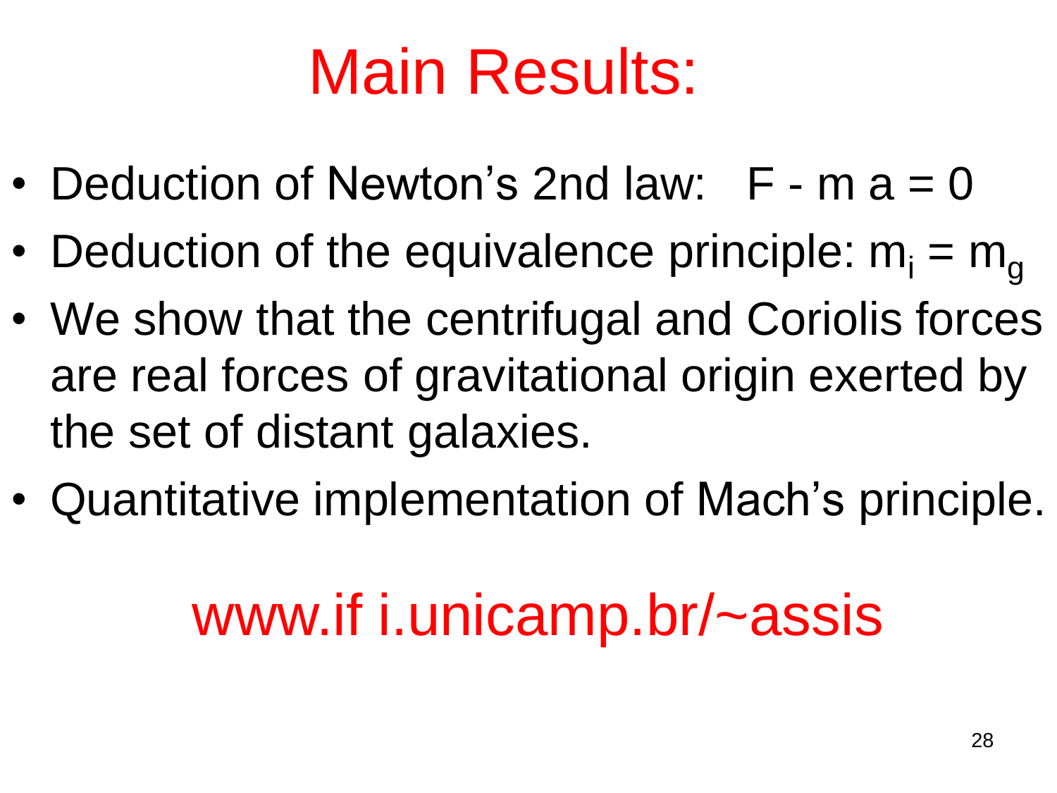# Main Results:

- Deduction of Newton's 2nd law: $F - m a = 0$
- Deduction of the equivalence principle: $m_i = m_g$
- We show that the centrifugal and Coriolis forces are real forces of gravitational origin exerted by the set of distant galaxies.
- Quantitative implementation of Mach's principle.

www.if i.unicamp.br/~assis